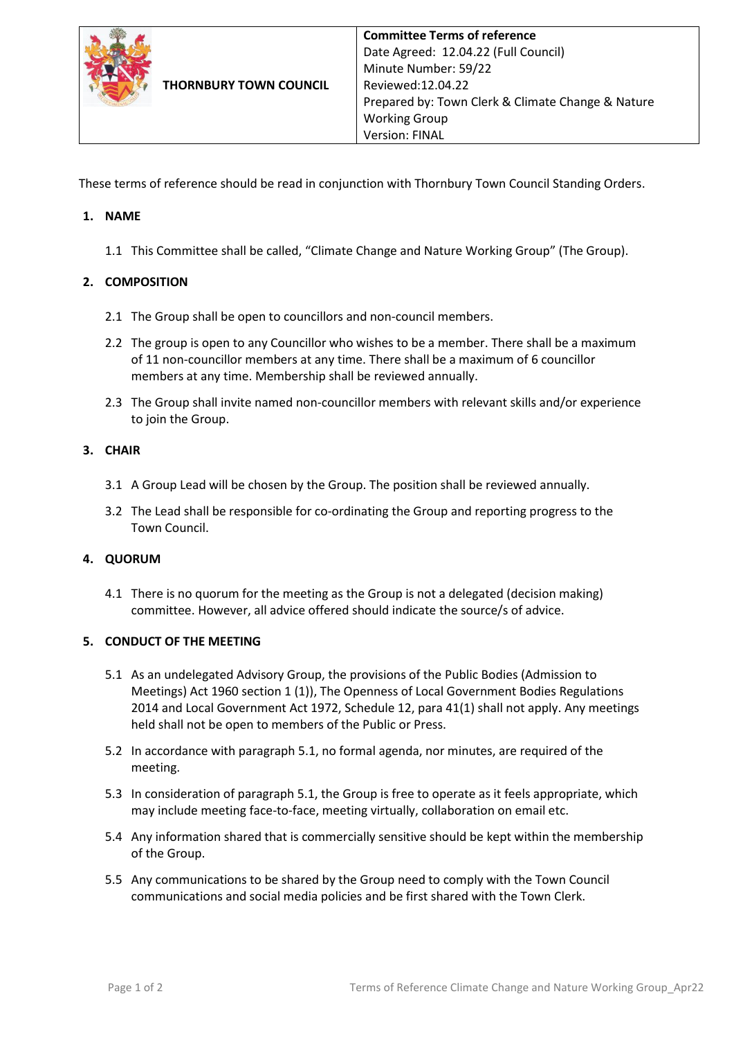| THORNBURY TOWN COUNCIL | **Committee Terms of reference**<br>Date Agreed: 12.04.22 (Full Council)<br>Minute Number: 59/22<br>Reviewed:12.04.22<br>Prepared by: Town Clerk & Climate Change & Nature Working Group<br>Version: FINAL |
|---|---|

These terms of reference should be read in conjunction with Thornbury Town Council Standing Orders.

## 1. NAME

1.1 This Committee shall be called, "Climate Change and Nature Working Group" (The Group).

## 2. COMPOSITION

2.1 The Group shall be open to councillors and non-council members.

2.2 The group is open to any Councillor who wishes to be a member. There shall be a maximum of 11 non-councillor members at any time. There shall be a maximum of 6 councillor members at any time. Membership shall be reviewed annually.

2.3 The Group shall invite named non-councillor members with relevant skills and/or experience to join the Group.

## 3. CHAIR

3.1 A Group Lead will be chosen by the Group. The position shall be reviewed annually.

3.2 The Lead shall be responsible for co-ordinating the Group and reporting progress to the Town Council.

## 4. QUORUM

4.1 There is no quorum for the meeting as the Group is not a delegated (decision making) committee. However, all advice offered should indicate the source/s of advice.

## 5. CONDUCT OF THE MEETING

5.1 As an undelegated Advisory Group, the provisions of the Public Bodies (Admission to Meetings) Act 1960 section 1 (1)), The Openness of Local Government Bodies Regulations 2014 and Local Government Act 1972, Schedule 12, para 41(1) shall not apply. Any meetings held shall not be open to members of the Public or Press.

5.2 In accordance with paragraph 5.1, no formal agenda, nor minutes, are required of the meeting.

5.3 In consideration of paragraph 5.1, the Group is free to operate as it feels appropriate, which may include meeting face-to-face, meeting virtually, collaboration on email etc.

5.4 Any information shared that is commercially sensitive should be kept within the membership of the Group.

5.5 Any communications to be shared by the Group need to comply with the Town Council communications and social media policies and be first shared with the Town Clerk.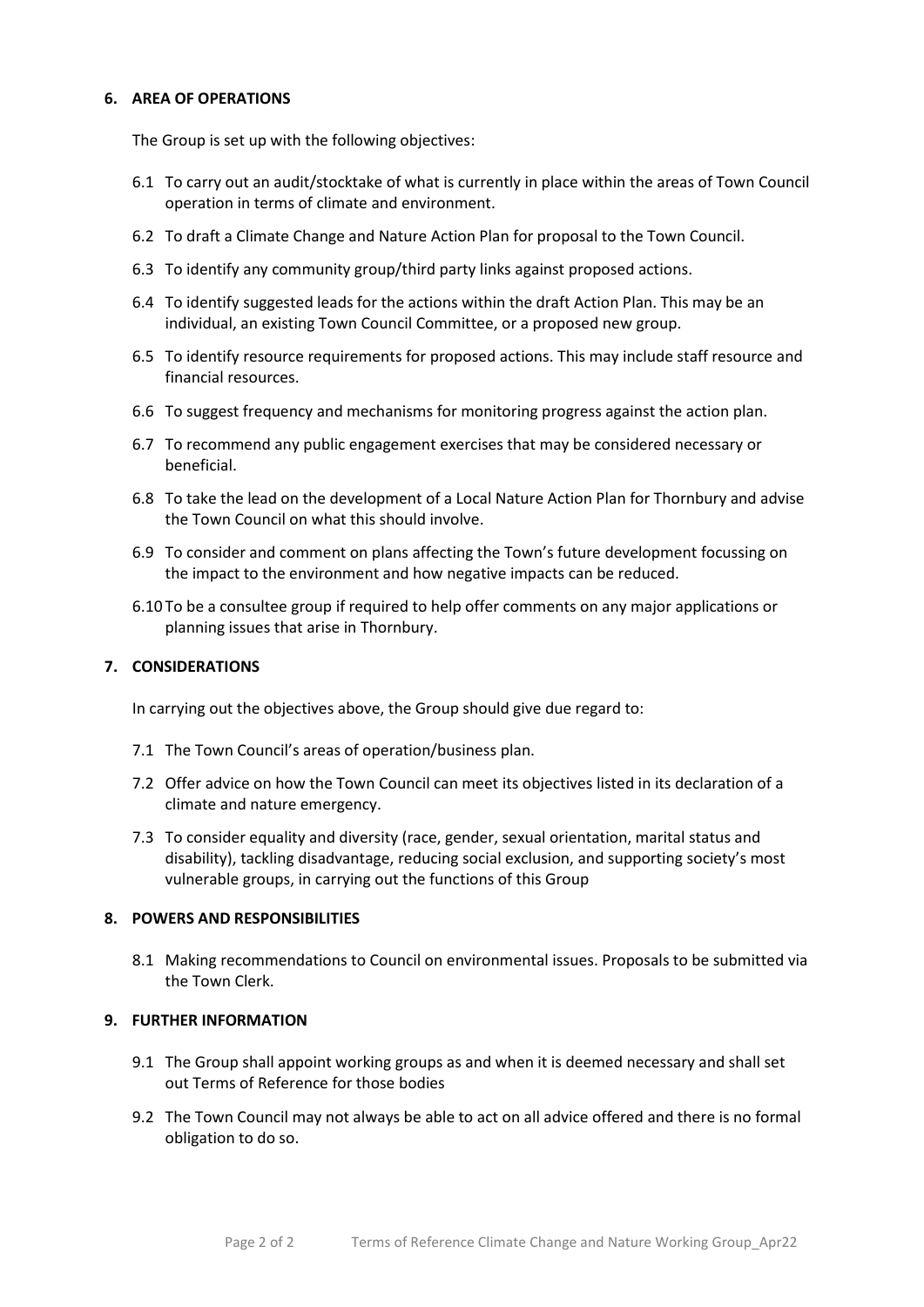## 6. AREA OF OPERATIONS

The Group is set up with the following objectives:

6.1 To carry out an audit/stocktake of what is currently in place within the areas of Town Council operation in terms of climate and environment.

6.2 To draft a Climate Change and Nature Action Plan for proposal to the Town Council.

6.3 To identify any community group/third party links against proposed actions.

6.4 To identify suggested leads for the actions within the draft Action Plan. This may be an individual, an existing Town Council Committee, or a proposed new group.

6.5 To identify resource requirements for proposed actions. This may include staff resource and financial resources.

6.6 To suggest frequency and mechanisms for monitoring progress against the action plan.

6.7 To recommend any public engagement exercises that may be considered necessary or beneficial.

6.8 To take the lead on the development of a Local Nature Action Plan for Thornbury and advise the Town Council on what this should involve.

6.9 To consider and comment on plans affecting the Town's future development focussing on the impact to the environment and how negative impacts can be reduced.

6.10 To be a consultee group if required to help offer comments on any major applications or planning issues that arise in Thornbury.

## 7. CONSIDERATIONS

In carrying out the objectives above, the Group should give due regard to:

7.1 The Town Council's areas of operation/business plan.

7.2 Offer advice on how the Town Council can meet its objectives listed in its declaration of a climate and nature emergency.

7.3 To consider equality and diversity (race, gender, sexual orientation, marital status and disability), tackling disadvantage, reducing social exclusion, and supporting society's most vulnerable groups, in carrying out the functions of this Group

## 8. POWERS AND RESPONSIBILITIES

8.1 Making recommendations to Council on environmental issues. Proposals to be submitted via the Town Clerk.

## 9. FURTHER INFORMATION

9.1 The Group shall appoint working groups as and when it is deemed necessary and shall set out Terms of Reference for those bodies

9.2 The Town Council may not always be able to act on all advice offered and there is no formal obligation to do so.